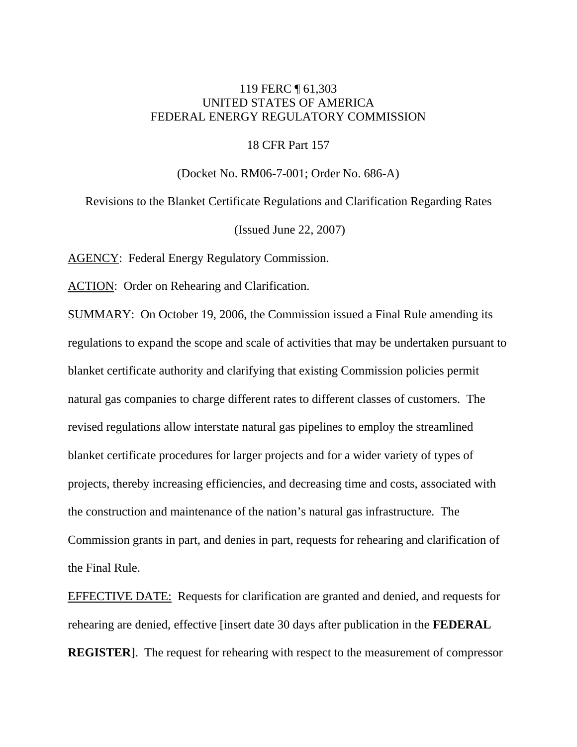119 FERC ¶ 61,303
UNITED STATES OF AMERICA
FEDERAL ENERGY REGULATORY COMMISSION

18 CFR Part 157

(Docket No. RM06-7-001; Order No. 686-A)

Revisions to the Blanket Certificate Regulations and Clarification Regarding Rates

(Issued June 22, 2007)

AGENCY: Federal Energy Regulatory Commission.

ACTION: Order on Rehearing and Clarification.

SUMMARY: On October 19, 2006, the Commission issued a Final Rule amending its regulations to expand the scope and scale of activities that may be undertaken pursuant to blanket certificate authority and clarifying that existing Commission policies permit natural gas companies to charge different rates to different classes of customers. The revised regulations allow interstate natural gas pipelines to employ the streamlined blanket certificate procedures for larger projects and for a wider variety of types of projects, thereby increasing efficiencies, and decreasing time and costs, associated with the construction and maintenance of the nation's natural gas infrastructure. The Commission grants in part, and denies in part, requests for rehearing and clarification of the Final Rule.

EFFECTIVE DATE: Requests for clarification are granted and denied, and requests for rehearing are denied, effective [insert date 30 days after publication in the **FEDERAL REGISTER**]. The request for rehearing with respect to the measurement of compressor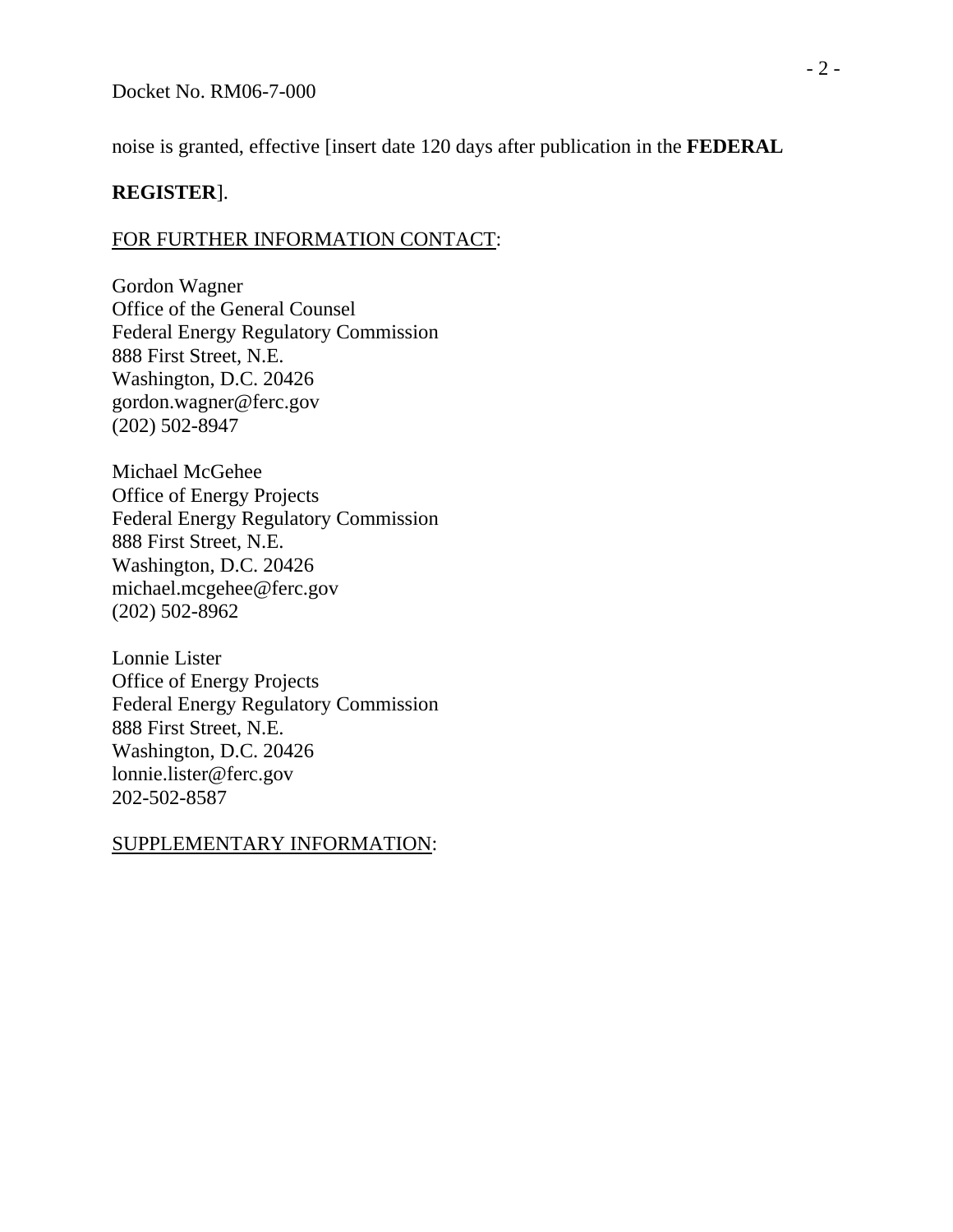noise is granted, effective [insert date 120 days after publication in the **FEDERAL REGISTER**].

FOR FURTHER INFORMATION CONTACT:

Gordon Wagner
Office of the General Counsel
Federal Energy Regulatory Commission
888 First Street, N.E.
Washington, D.C. 20426
gordon.wagner@ferc.gov
(202) 502-8947

Michael McGehee
Office of Energy Projects
Federal Energy Regulatory Commission
888 First Street, N.E.
Washington, D.C. 20426
michael.mcgehee@ferc.gov
(202) 502-8962

Lonnie Lister
Office of Energy Projects
Federal Energy Regulatory Commission
888 First Street, N.E.
Washington, D.C. 20426
lonnie.lister@ferc.gov
202-502-8587

SUPPLEMENTARY INFORMATION: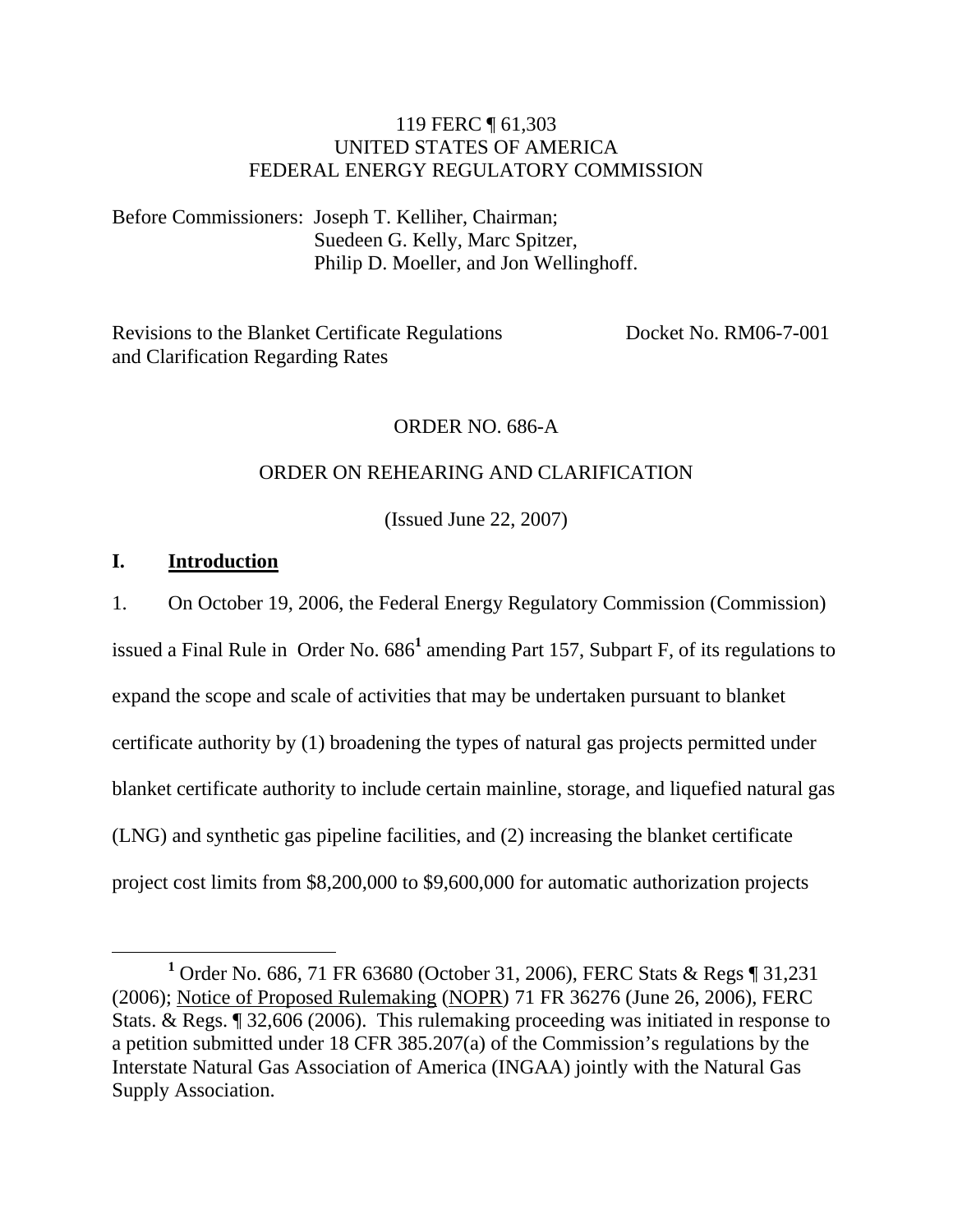119 FERC ¶ 61,303
UNITED STATES OF AMERICA
FEDERAL ENERGY REGULATORY COMMISSION

Before Commissioners: Joseph T. Kelliher, Chairman;
Suedeen G. Kelly, Marc Spitzer,
Philip D. Moeller, and Jon Wellinghoff.

Revisions to the Blanket Certificate Regulations and Clarification Regarding Rates — Docket No. RM06-7-001

ORDER NO. 686-A

ORDER ON REHEARING AND CLARIFICATION

(Issued June 22, 2007)

## I. Introduction

1. On October 19, 2006, the Federal Energy Regulatory Commission (Commission) issued a Final Rule in Order No. 686[1] amending Part 157, Subpart F, of its regulations to expand the scope and scale of activities that may be undertaken pursuant to blanket certificate authority by (1) broadening the types of natural gas projects permitted under blanket certificate authority to include certain mainline, storage, and liquefied natural gas (LNG) and synthetic gas pipeline facilities, and (2) increasing the blanket certificate project cost limits from $8,200,000 to $9,600,000 for automatic authorization projects

[1] Order No. 686, 71 FR 63680 (October 31, 2006), FERC Stats & Regs ¶ 31,231 (2006); Notice of Proposed Rulemaking (NOPR) 71 FR 36276 (June 26, 2006), FERC Stats. & Regs. ¶ 32,606 (2006). This rulemaking proceeding was initiated in response to a petition submitted under 18 CFR 385.207(a) of the Commission's regulations by the Interstate Natural Gas Association of America (INGAA) jointly with the Natural Gas Supply Association.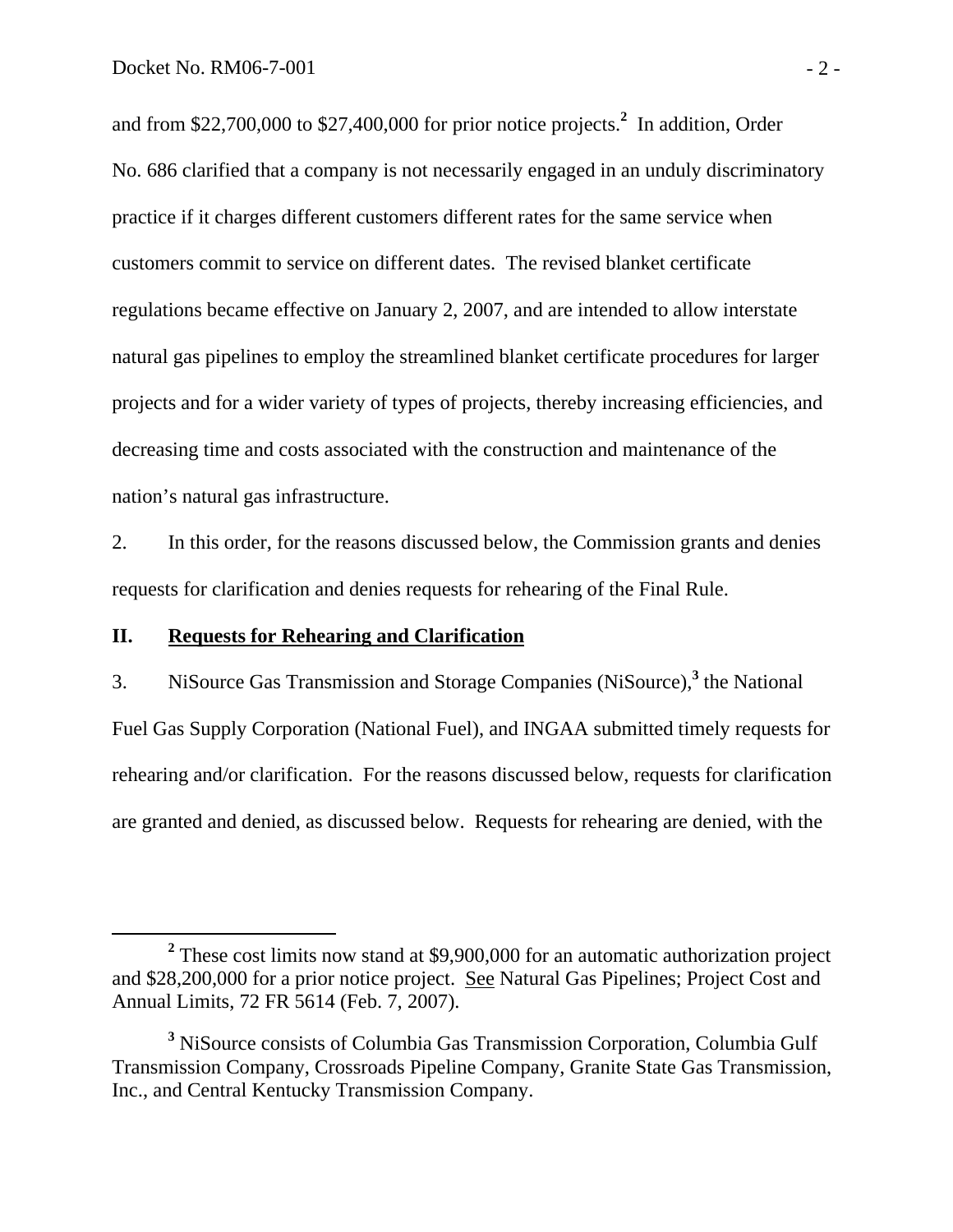and from $22,700,000 to $27,400,000 for prior notice projects.[2] In addition, Order No. 686 clarified that a company is not necessarily engaged in an unduly discriminatory practice if it charges different customers different rates for the same service when customers commit to service on different dates. The revised blanket certificate regulations became effective on January 2, 2007, and are intended to allow interstate natural gas pipelines to employ the streamlined blanket certificate procedures for larger projects and for a wider variety of types of projects, thereby increasing efficiencies, and decreasing time and costs associated with the construction and maintenance of the nation's natural gas infrastructure.

2. In this order, for the reasons discussed below, the Commission grants and denies requests for clarification and denies requests for rehearing of the Final Rule.

## II. Requests for Rehearing and Clarification

3. NiSource Gas Transmission and Storage Companies (NiSource),[3] the National Fuel Gas Supply Corporation (National Fuel), and INGAA submitted timely requests for rehearing and/or clarification. For the reasons discussed below, requests for clarification are granted and denied, as discussed below. Requests for rehearing are denied, with the

---

[2] These cost limits now stand at $9,900,000 for an automatic authorization project and $28,200,000 for a prior notice project. See Natural Gas Pipelines; Project Cost and Annual Limits, 72 FR 5614 (Feb. 7, 2007).

[3] NiSource consists of Columbia Gas Transmission Corporation, Columbia Gulf Transmission Company, Crossroads Pipeline Company, Granite State Gas Transmission, Inc., and Central Kentucky Transmission Company.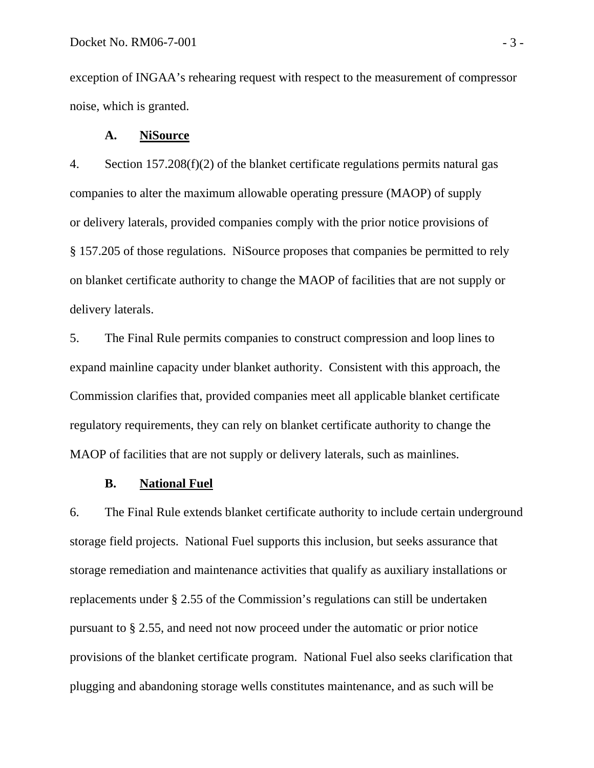exception of INGAA's rehearing request with respect to the measurement of compressor noise, which is granted.

### A. NiSource

4. Section 157.208(f)(2) of the blanket certificate regulations permits natural gas companies to alter the maximum allowable operating pressure (MAOP) of supply or delivery laterals, provided companies comply with the prior notice provisions of § 157.205 of those regulations. NiSource proposes that companies be permitted to rely on blanket certificate authority to change the MAOP of facilities that are not supply or delivery laterals.

5. The Final Rule permits companies to construct compression and loop lines to expand mainline capacity under blanket authority. Consistent with this approach, the Commission clarifies that, provided companies meet all applicable blanket certificate regulatory requirements, they can rely on blanket certificate authority to change the MAOP of facilities that are not supply or delivery laterals, such as mainlines.

### B. National Fuel

6. The Final Rule extends blanket certificate authority to include certain underground storage field projects. National Fuel supports this inclusion, but seeks assurance that storage remediation and maintenance activities that qualify as auxiliary installations or replacements under § 2.55 of the Commission's regulations can still be undertaken pursuant to § 2.55, and need not now proceed under the automatic or prior notice provisions of the blanket certificate program. National Fuel also seeks clarification that plugging and abandoning storage wells constitutes maintenance, and as such will be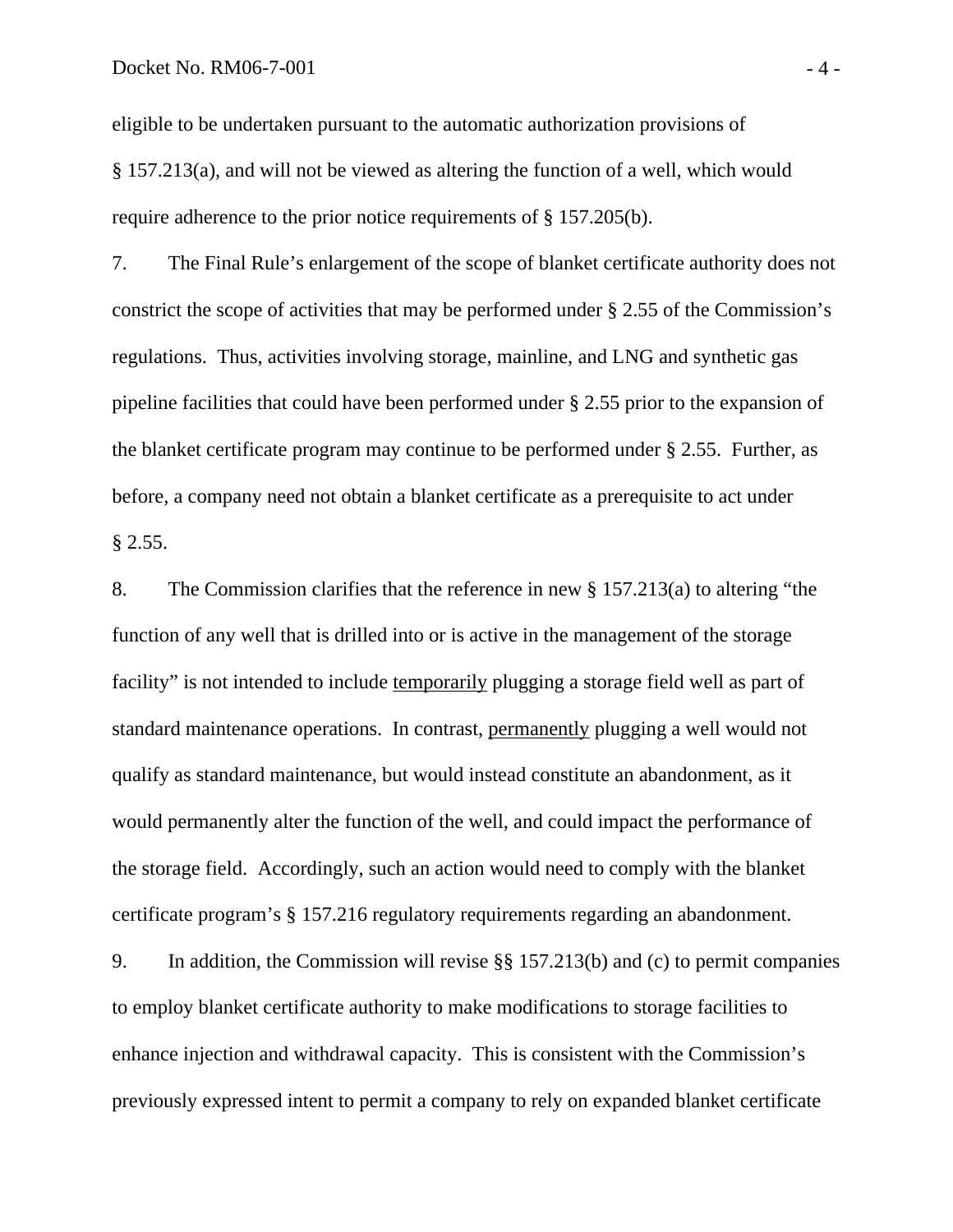eligible to be undertaken pursuant to the automatic authorization provisions of § 157.213(a), and will not be viewed as altering the function of a well, which would require adherence to the prior notice requirements of § 157.205(b).

7. The Final Rule's enlargement of the scope of blanket certificate authority does not constrict the scope of activities that may be performed under § 2.55 of the Commission's regulations. Thus, activities involving storage, mainline, and LNG and synthetic gas pipeline facilities that could have been performed under § 2.55 prior to the expansion of the blanket certificate program may continue to be performed under § 2.55. Further, as before, a company need not obtain a blanket certificate as a prerequisite to act under § 2.55.

8. The Commission clarifies that the reference in new § 157.213(a) to altering "the function of any well that is drilled into or is active in the management of the storage facility" is not intended to include <u>temporarily</u> plugging a storage field well as part of standard maintenance operations. In contrast, <u>permanently</u> plugging a well would not qualify as standard maintenance, but would instead constitute an abandonment, as it would permanently alter the function of the well, and could impact the performance of the storage field. Accordingly, such an action would need to comply with the blanket certificate program's § 157.216 regulatory requirements regarding an abandonment.

9. In addition, the Commission will revise §§ 157.213(b) and (c) to permit companies to employ blanket certificate authority to make modifications to storage facilities to enhance injection and withdrawal capacity. This is consistent with the Commission's previously expressed intent to permit a company to rely on expanded blanket certificate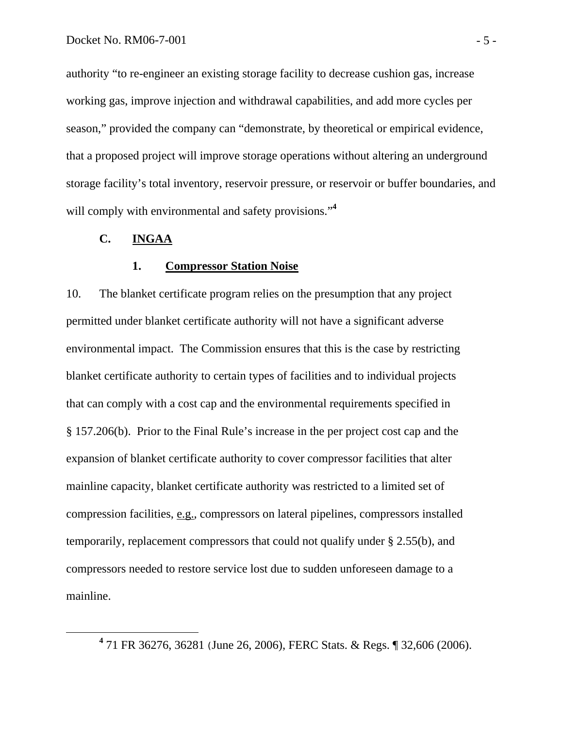authority "to re-engineer an existing storage facility to decrease cushion gas, increase working gas, improve injection and withdrawal capabilities, and add more cycles per season," provided the company can "demonstrate, by theoretical or empirical evidence, that a proposed project will improve storage operations without altering an underground storage facility's total inventory, reservoir pressure, or reservoir or buffer boundaries, and will comply with environmental and safety provisions."[4]

### C. INGAA

#### 1. Compressor Station Noise

10. The blanket certificate program relies on the presumption that any project permitted under blanket certificate authority will not have a significant adverse environmental impact. The Commission ensures that this is the case by restricting blanket certificate authority to certain types of facilities and to individual projects that can comply with a cost cap and the environmental requirements specified in § 157.206(b). Prior to the Final Rule's increase in the per project cost cap and the expansion of blanket certificate authority to cover compressor facilities that alter mainline capacity, blanket certificate authority was restricted to a limited set of compression facilities, e.g., compressors on lateral pipelines, compressors installed temporarily, replacement compressors that could not qualify under § 2.55(b), and compressors needed to restore service lost due to sudden unforeseen damage to a mainline.

---

[4] 71 FR 36276, 36281 (June 26, 2006), FERC Stats. & Regs. ¶ 32,606 (2006).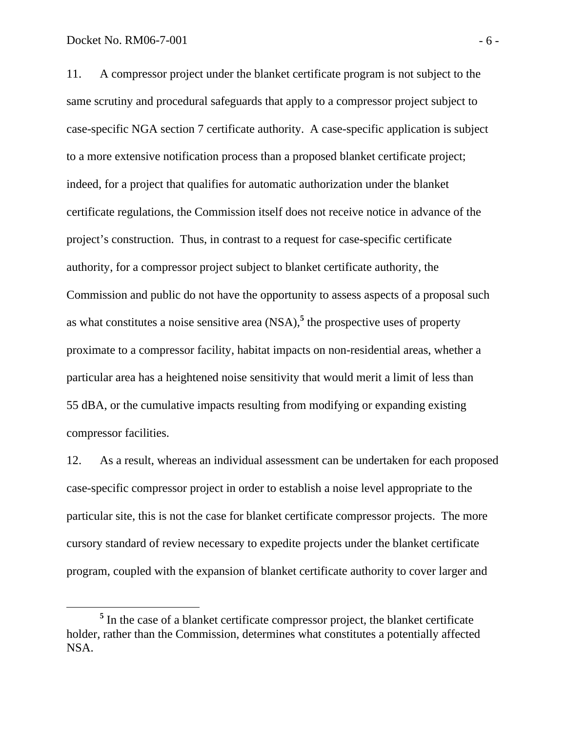11. A compressor project under the blanket certificate program is not subject to the same scrutiny and procedural safeguards that apply to a compressor project subject to case-specific NGA section 7 certificate authority. A case-specific application is subject to a more extensive notification process than a proposed blanket certificate project; indeed, for a project that qualifies for automatic authorization under the blanket certificate regulations, the Commission itself does not receive notice in advance of the project's construction. Thus, in contrast to a request for case-specific certificate authority, for a compressor project subject to blanket certificate authority, the Commission and public do not have the opportunity to assess aspects of a proposal such as what constitutes a noise sensitive area (NSA),[5] the prospective uses of property proximate to a compressor facility, habitat impacts on non-residential areas, whether a particular area has a heightened noise sensitivity that would merit a limit of less than 55 dBA, or the cumulative impacts resulting from modifying or expanding existing compressor facilities.

12. As a result, whereas an individual assessment can be undertaken for each proposed case-specific compressor project in order to establish a noise level appropriate to the particular site, this is not the case for blanket certificate compressor projects. The more cursory standard of review necessary to expedite projects under the blanket certificate program, coupled with the expansion of blanket certificate authority to cover larger and

[5] In the case of a blanket certificate compressor project, the blanket certificate holder, rather than the Commission, determines what constitutes a potentially affected NSA.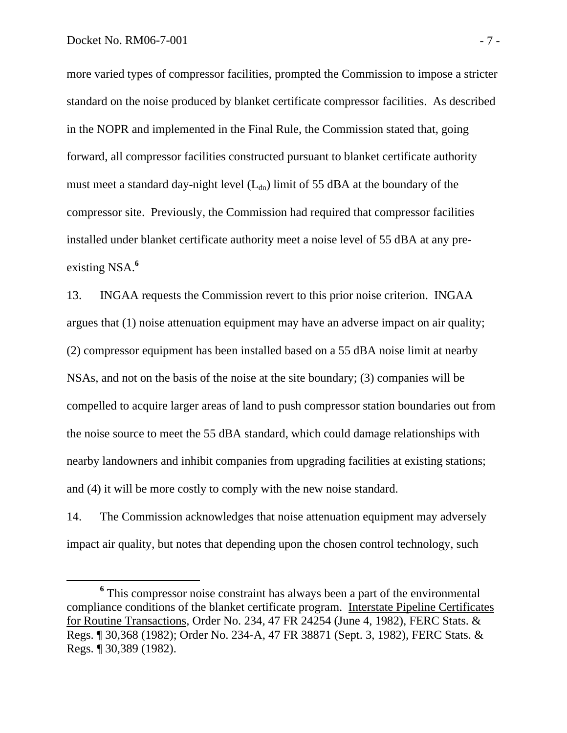more varied types of compressor facilities, prompted the Commission to impose a stricter standard on the noise produced by blanket certificate compressor facilities. As described in the NOPR and implemented in the Final Rule, the Commission stated that, going forward, all compressor facilities constructed pursuant to blanket certificate authority must meet a standard day-night level ($L_{dn}$) limit of 55 dBA at the boundary of the compressor site. Previously, the Commission had required that compressor facilities installed under blanket certificate authority meet a noise level of 55 dBA at any pre-existing NSA.[6]

13. INGAA requests the Commission revert to this prior noise criterion. INGAA argues that (1) noise attenuation equipment may have an adverse impact on air quality; (2) compressor equipment has been installed based on a 55 dBA noise limit at nearby NSAs, and not on the basis of the noise at the site boundary; (3) companies will be compelled to acquire larger areas of land to push compressor station boundaries out from the noise source to meet the 55 dBA standard, which could damage relationships with nearby landowners and inhibit companies from upgrading facilities at existing stations; and (4) it will be more costly to comply with the new noise standard.

14. The Commission acknowledges that noise attenuation equipment may adversely impact air quality, but notes that depending upon the chosen control technology, such

---

[6] This compressor noise constraint has always been a part of the environmental compliance conditions of the blanket certificate program. Interstate Pipeline Certificates for Routine Transactions, Order No. 234, 47 FR 24254 (June 4, 1982), FERC Stats. & Regs. ¶ 30,368 (1982); Order No. 234-A, 47 FR 38871 (Sept. 3, 1982), FERC Stats. & Regs. ¶ 30,389 (1982).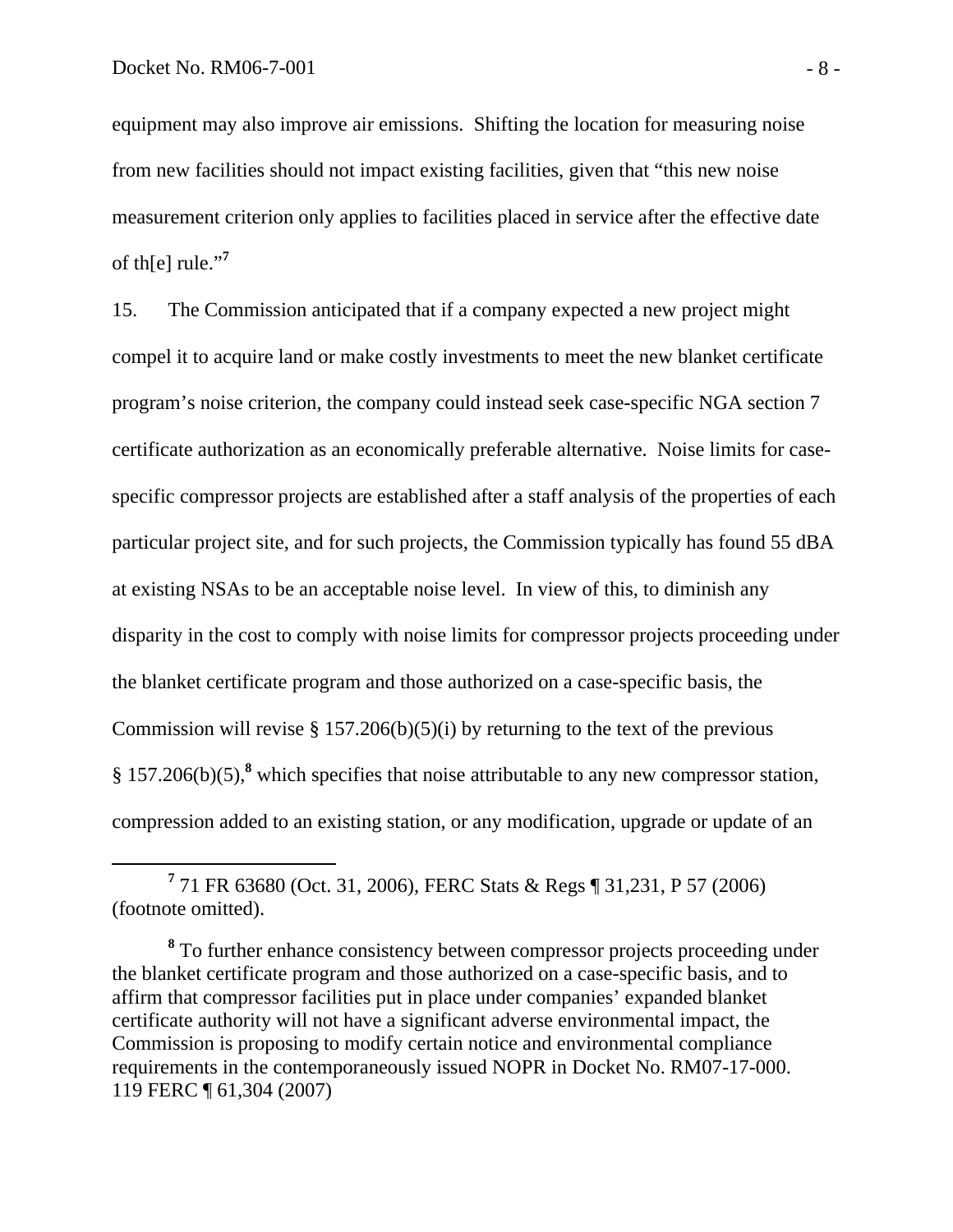equipment may also improve air emissions. Shifting the location for measuring noise from new facilities should not impact existing facilities, given that "this new noise measurement criterion only applies to facilities placed in service after the effective date of th[e] rule."[7]

15. The Commission anticipated that if a company expected a new project might compel it to acquire land or make costly investments to meet the new blanket certificate program's noise criterion, the company could instead seek case-specific NGA section 7 certificate authorization as an economically preferable alternative. Noise limits for case-specific compressor projects are established after a staff analysis of the properties of each particular project site, and for such projects, the Commission typically has found 55 dBA at existing NSAs to be an acceptable noise level. In view of this, to diminish any disparity in the cost to comply with noise limits for compressor projects proceeding under the blanket certificate program and those authorized on a case-specific basis, the Commission will revise § 157.206(b)(5)(i) by returning to the text of the previous § 157.206(b)(5),[8] which specifies that noise attributable to any new compressor station, compression added to an existing station, or any modification, upgrade or update of an

---

[7] 71 FR 63680 (Oct. 31, 2006), FERC Stats & Regs ¶ 31,231, P 57 (2006) (footnote omitted).

[8] To further enhance consistency between compressor projects proceeding under the blanket certificate program and those authorized on a case-specific basis, and to affirm that compressor facilities put in place under companies' expanded blanket certificate authority will not have a significant adverse environmental impact, the Commission is proposing to modify certain notice and environmental compliance requirements in the contemporaneously issued NOPR in Docket No. RM07-17-000. 119 FERC ¶ 61,304 (2007)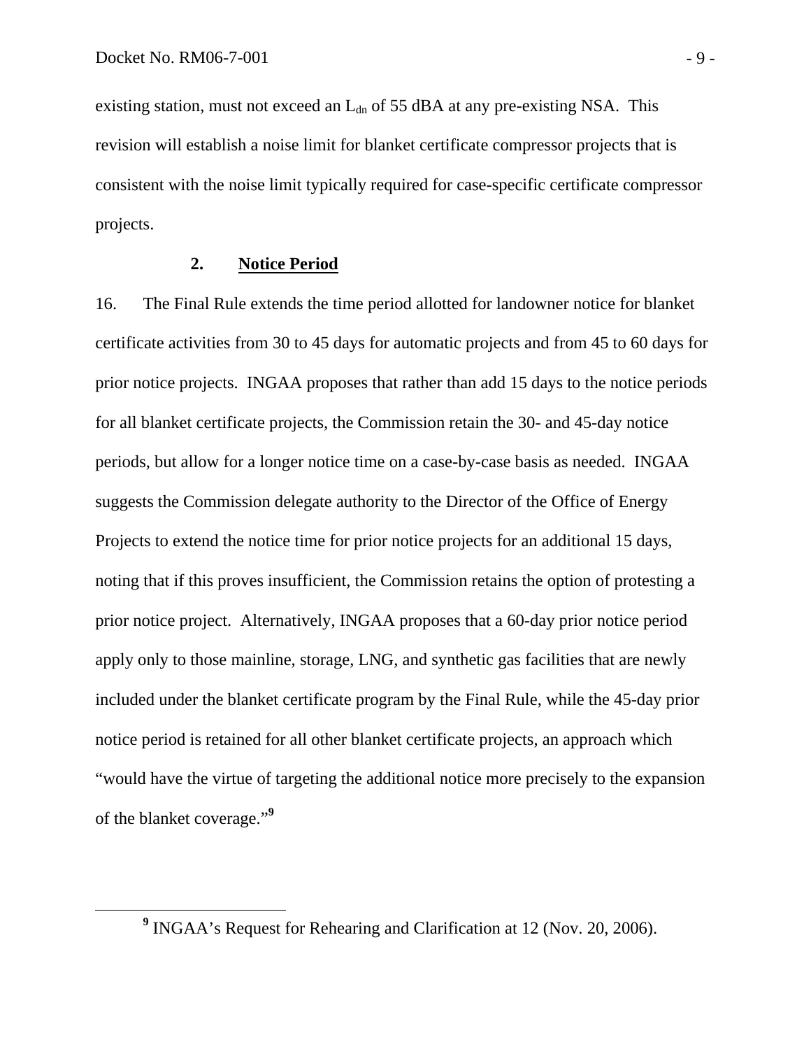existing station, must not exceed an $L_{dn}$ of 55 dBA at any pre-existing NSA. This revision will establish a noise limit for blanket certificate compressor projects that is consistent with the noise limit typically required for case-specific certificate compressor projects.

### 2. Notice Period

16. The Final Rule extends the time period allotted for landowner notice for blanket certificate activities from 30 to 45 days for automatic projects and from 45 to 60 days for prior notice projects. INGAA proposes that rather than add 15 days to the notice periods for all blanket certificate projects, the Commission retain the 30- and 45-day notice periods, but allow for a longer notice time on a case-by-case basis as needed. INGAA suggests the Commission delegate authority to the Director of the Office of Energy Projects to extend the notice time for prior notice projects for an additional 15 days, noting that if this proves insufficient, the Commission retains the option of protesting a prior notice project. Alternatively, INGAA proposes that a 60-day prior notice period apply only to those mainline, storage, LNG, and synthetic gas facilities that are newly included under the blanket certificate program by the Final Rule, while the 45-day prior notice period is retained for all other blanket certificate projects, an approach which "would have the virtue of targeting the additional notice more precisely to the expansion of the blanket coverage."[9]

---

[9] INGAA's Request for Rehearing and Clarification at 12 (Nov. 20, 2006).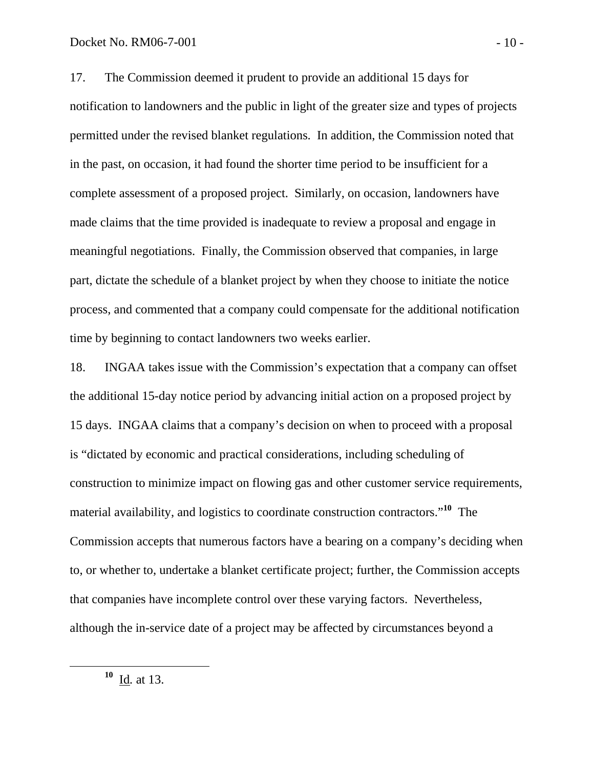17. The Commission deemed it prudent to provide an additional 15 days for notification to landowners and the public in light of the greater size and types of projects permitted under the revised blanket regulations. In addition, the Commission noted that in the past, on occasion, it had found the shorter time period to be insufficient for a complete assessment of a proposed project. Similarly, on occasion, landowners have made claims that the time provided is inadequate to review a proposal and engage in meaningful negotiations. Finally, the Commission observed that companies, in large part, dictate the schedule of a blanket project by when they choose to initiate the notice process, and commented that a company could compensate for the additional notification time by beginning to contact landowners two weeks earlier.

18. INGAA takes issue with the Commission's expectation that a company can offset the additional 15-day notice period by advancing initial action on a proposed project by 15 days. INGAA claims that a company's decision on when to proceed with a proposal is "dictated by economic and practical considerations, including scheduling of construction to minimize impact on flowing gas and other customer service requirements, material availability, and logistics to coordinate construction contractors."[10] The Commission accepts that numerous factors have a bearing on a company's deciding when to, or whether to, undertake a blanket certificate project; further, the Commission accepts that companies have incomplete control over these varying factors. Nevertheless, although the in-service date of a project may be affected by circumstances beyond a

---

[10] Id. at 13.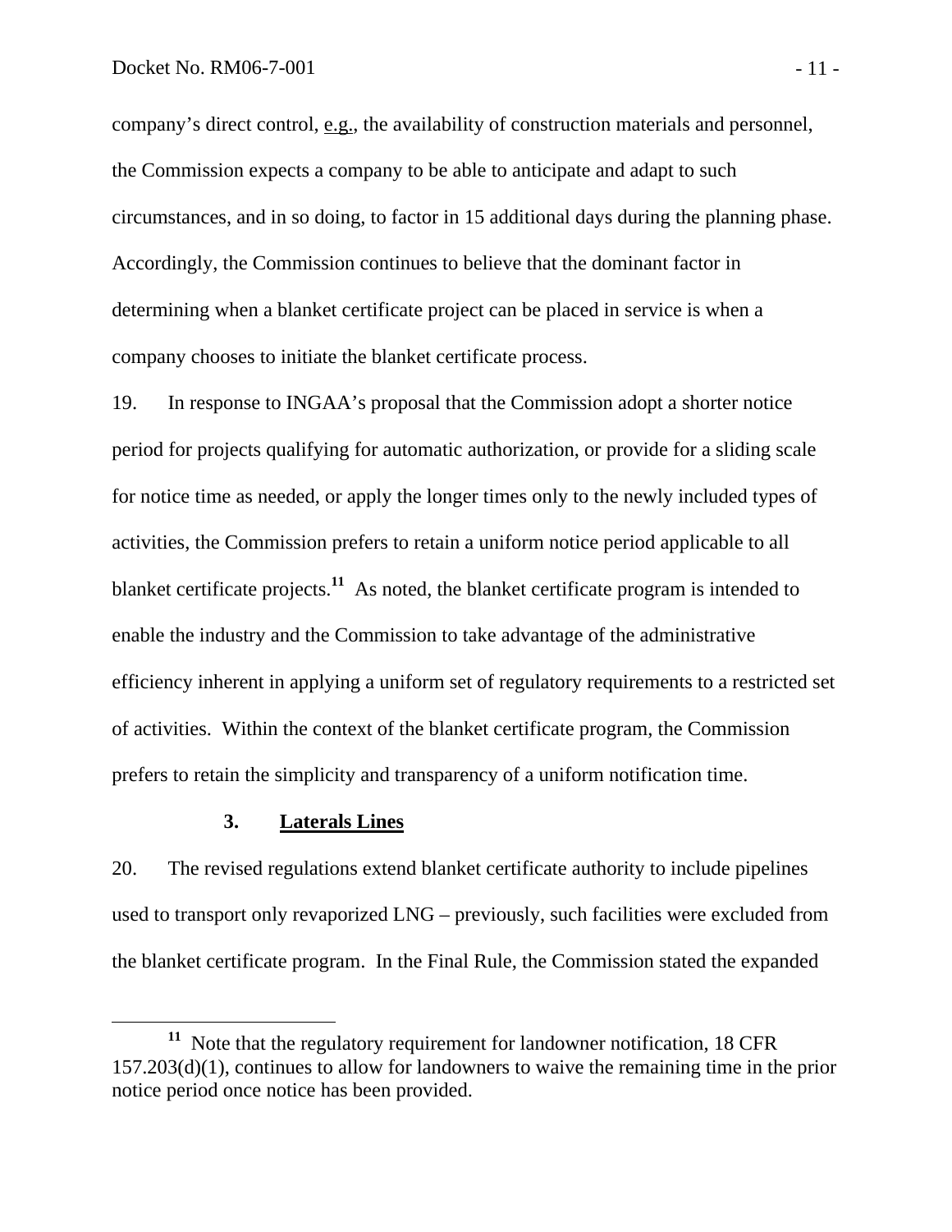company's direct control, e.g., the availability of construction materials and personnel, the Commission expects a company to be able to anticipate and adapt to such circumstances, and in so doing, to factor in 15 additional days during the planning phase. Accordingly, the Commission continues to believe that the dominant factor in determining when a blanket certificate project can be placed in service is when a company chooses to initiate the blanket certificate process.

19. In response to INGAA's proposal that the Commission adopt a shorter notice period for projects qualifying for automatic authorization, or provide for a sliding scale for notice time as needed, or apply the longer times only to the newly included types of activities, the Commission prefers to retain a uniform notice period applicable to all blanket certificate projects.[11] As noted, the blanket certificate program is intended to enable the industry and the Commission to take advantage of the administrative efficiency inherent in applying a uniform set of regulatory requirements to a restricted set of activities. Within the context of the blanket certificate program, the Commission prefers to retain the simplicity and transparency of a uniform notification time.

### 3. Laterals Lines

20. The revised regulations extend blanket certificate authority to include pipelines used to transport only revaporized LNG – previously, such facilities were excluded from the blanket certificate program. In the Final Rule, the Commission stated the expanded

[11] Note that the regulatory requirement for landowner notification, 18 CFR 157.203(d)(1), continues to allow for landowners to waive the remaining time in the prior notice period once notice has been provided.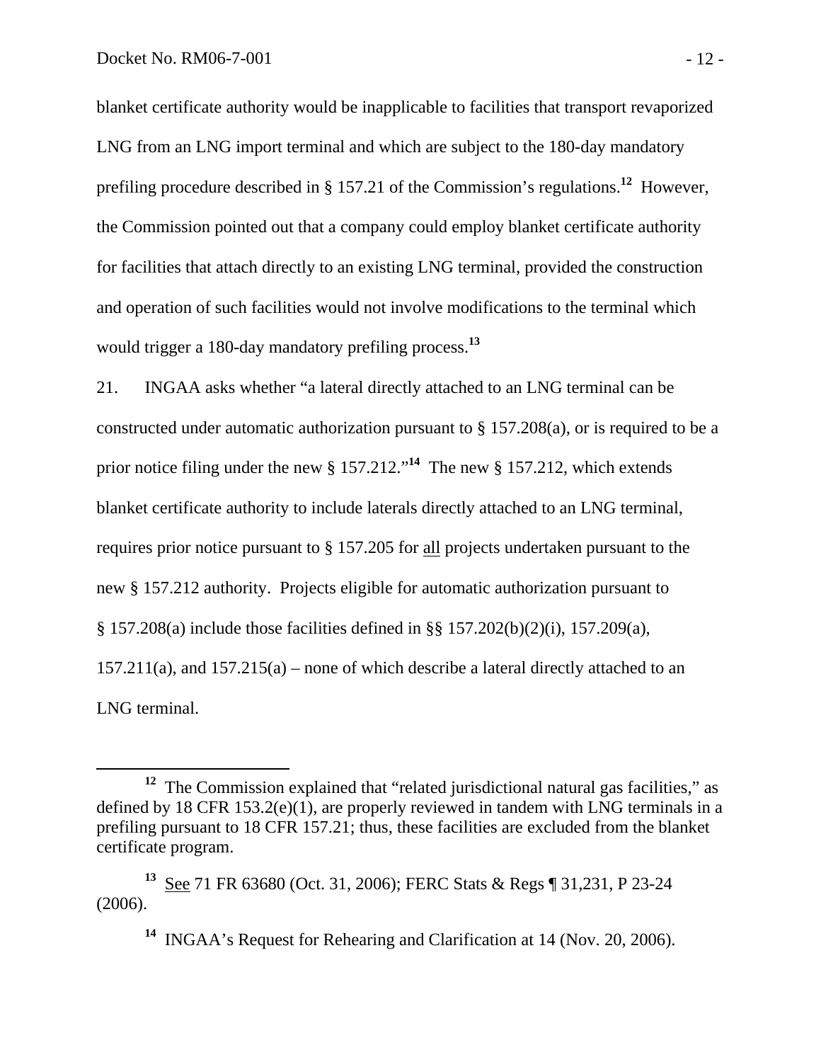blanket certificate authority would be inapplicable to facilities that transport revaporized LNG from an LNG import terminal and which are subject to the 180-day mandatory prefiling procedure described in § 157.21 of the Commission's regulations.[12] However, the Commission pointed out that a company could employ blanket certificate authority for facilities that attach directly to an existing LNG terminal, provided the construction and operation of such facilities would not involve modifications to the terminal which would trigger a 180-day mandatory prefiling process.[13]

21. INGAA asks whether "a lateral directly attached to an LNG terminal can be constructed under automatic authorization pursuant to § 157.208(a), or is required to be a prior notice filing under the new § 157.212."[14] The new § 157.212, which extends blanket certificate authority to include laterals directly attached to an LNG terminal, requires prior notice pursuant to § 157.205 for all projects undertaken pursuant to the new § 157.212 authority. Projects eligible for automatic authorization pursuant to § 157.208(a) include those facilities defined in §§ 157.202(b)(2)(i), 157.209(a), 157.211(a), and 157.215(a) – none of which describe a lateral directly attached to an LNG terminal.

---

[12] The Commission explained that "related jurisdictional natural gas facilities," as defined by 18 CFR 153.2(e)(1), are properly reviewed in tandem with LNG terminals in a prefiling pursuant to 18 CFR 157.21; thus, these facilities are excluded from the blanket certificate program.

[13] See 71 FR 63680 (Oct. 31, 2006); FERC Stats & Regs ¶ 31,231, P 23-24 (2006).

[14] INGAA's Request for Rehearing and Clarification at 14 (Nov. 20, 2006).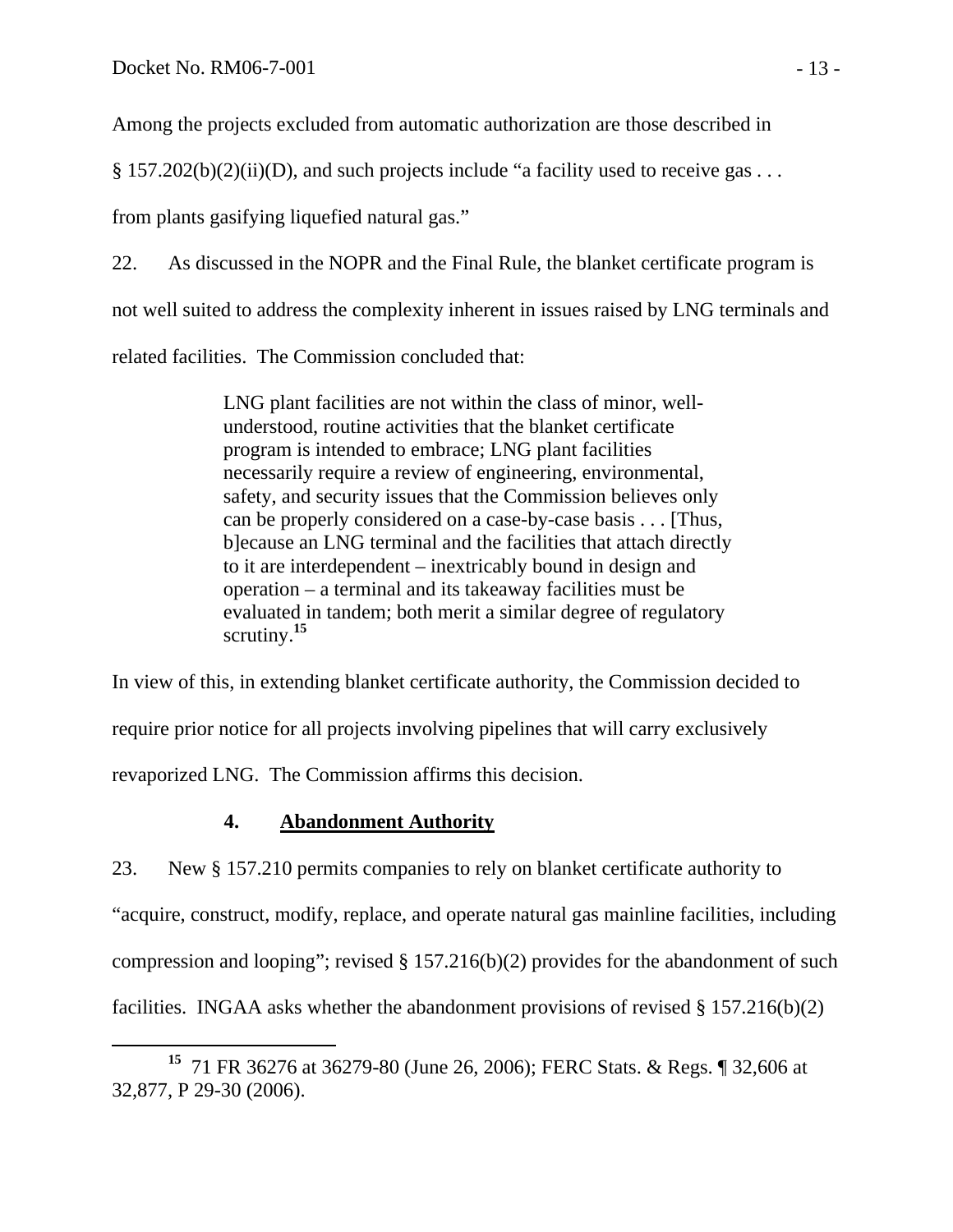Among the projects excluded from automatic authorization are those described in § 157.202(b)(2)(ii)(D), and such projects include "a facility used to receive gas . . . from plants gasifying liquefied natural gas."

22. As discussed in the NOPR and the Final Rule, the blanket certificate program is not well suited to address the complexity inherent in issues raised by LNG terminals and related facilities. The Commission concluded that:

> LNG plant facilities are not within the class of minor, well-understood, routine activities that the blanket certificate program is intended to embrace; LNG plant facilities necessarily require a review of engineering, environmental, safety, and security issues that the Commission believes only can be properly considered on a case-by-case basis . . . [Thus, b]ecause an LNG terminal and the facilities that attach directly to it are interdependent – inextricably bound in design and operation – a terminal and its takeaway facilities must be evaluated in tandem; both merit a similar degree of regulatory scrutiny.[15]

In view of this, in extending blanket certificate authority, the Commission decided to require prior notice for all projects involving pipelines that will carry exclusively revaporized LNG. The Commission affirms this decision.

### 4. Abandonment Authority

23. New § 157.210 permits companies to rely on blanket certificate authority to "acquire, construct, modify, replace, and operate natural gas mainline facilities, including compression and looping"; revised § 157.216(b)(2) provides for the abandonment of such facilities. INGAA asks whether the abandonment provisions of revised § 157.216(b)(2)

---

[15] 71 FR 36276 at 36279-80 (June 26, 2006); FERC Stats. & Regs. ¶ 32,606 at 32,877, P 29-30 (2006).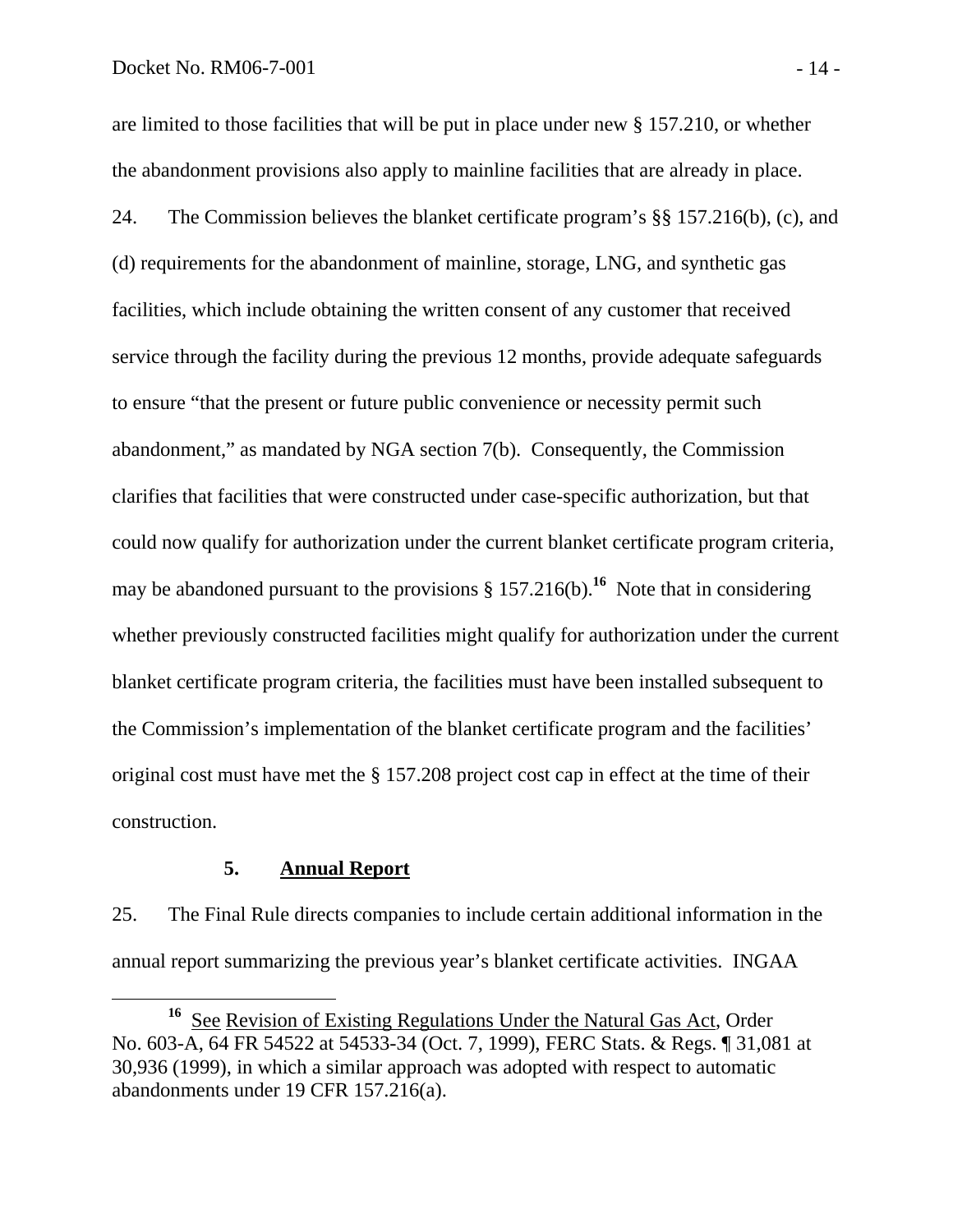are limited to those facilities that will be put in place under new § 157.210, or whether the abandonment provisions also apply to mainline facilities that are already in place.

24. The Commission believes the blanket certificate program's §§ 157.216(b), (c), and (d) requirements for the abandonment of mainline, storage, LNG, and synthetic gas facilities, which include obtaining the written consent of any customer that received service through the facility during the previous 12 months, provide adequate safeguards to ensure "that the present or future public convenience or necessity permit such abandonment," as mandated by NGA section 7(b). Consequently, the Commission clarifies that facilities that were constructed under case-specific authorization, but that could now qualify for authorization under the current blanket certificate program criteria, may be abandoned pursuant to the provisions § 157.216(b).[16] Note that in considering whether previously constructed facilities might qualify for authorization under the current blanket certificate program criteria, the facilities must have been installed subsequent to the Commission's implementation of the blanket certificate program and the facilities' original cost must have met the § 157.208 project cost cap in effect at the time of their construction.

### 5. Annual Report

25. The Final Rule directs companies to include certain additional information in the annual report summarizing the previous year's blanket certificate activities. INGAA

---

[16] See Revision of Existing Regulations Under the Natural Gas Act, Order No. 603-A, 64 FR 54522 at 54533-34 (Oct. 7, 1999), FERC Stats. & Regs. ¶ 31,081 at 30,936 (1999), in which a similar approach was adopted with respect to automatic abandonments under 19 CFR 157.216(a).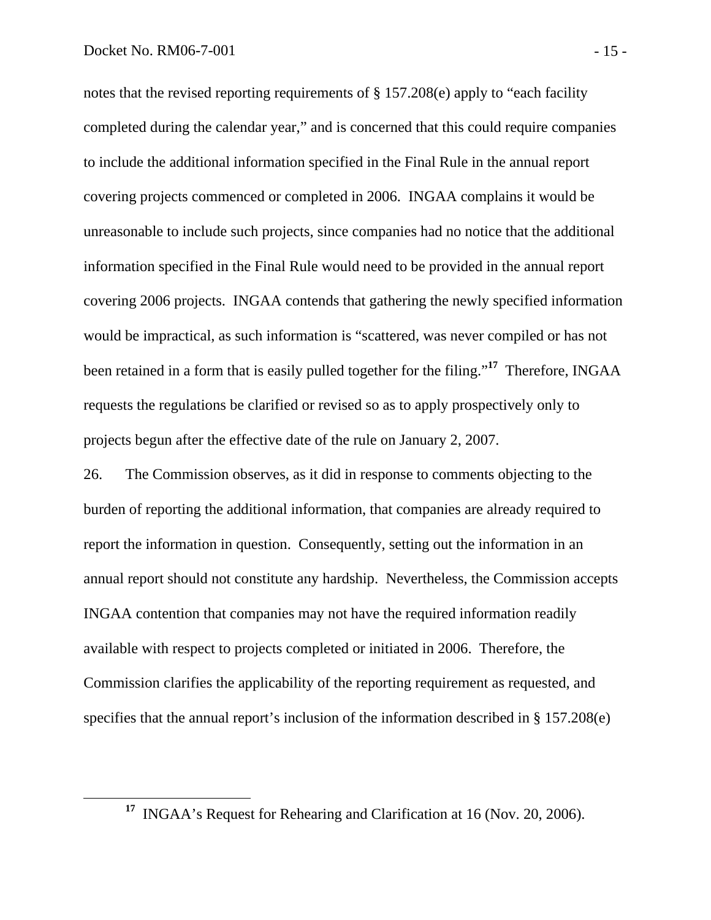notes that the revised reporting requirements of § 157.208(e) apply to "each facility completed during the calendar year," and is concerned that this could require companies to include the additional information specified in the Final Rule in the annual report covering projects commenced or completed in 2006. INGAA complains it would be unreasonable to include such projects, since companies had no notice that the additional information specified in the Final Rule would need to be provided in the annual report covering 2006 projects. INGAA contends that gathering the newly specified information would be impractical, as such information is "scattered, was never compiled or has not been retained in a form that is easily pulled together for the filing."[17] Therefore, INGAA requests the regulations be clarified or revised so as to apply prospectively only to projects begun after the effective date of the rule on January 2, 2007.

26. The Commission observes, as it did in response to comments objecting to the burden of reporting the additional information, that companies are already required to report the information in question. Consequently, setting out the information in an annual report should not constitute any hardship. Nevertheless, the Commission accepts INGAA contention that companies may not have the required information readily available with respect to projects completed or initiated in 2006. Therefore, the Commission clarifies the applicability of the reporting requirement as requested, and specifies that the annual report's inclusion of the information described in § 157.208(e)

---

[17] INGAA's Request for Rehearing and Clarification at 16 (Nov. 20, 2006).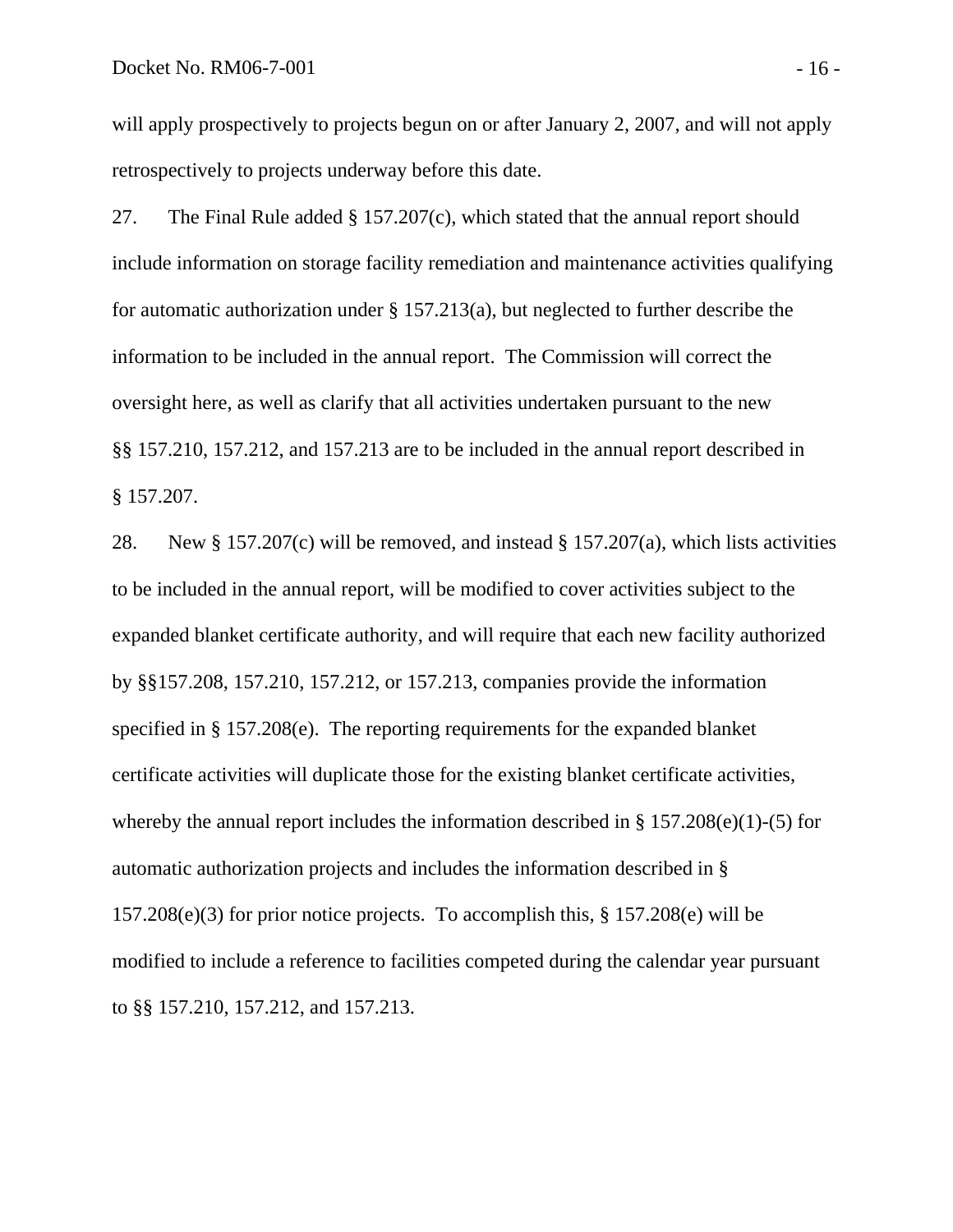will apply prospectively to projects begun on or after January 2, 2007, and will not apply retrospectively to projects underway before this date.

27. The Final Rule added § 157.207(c), which stated that the annual report should include information on storage facility remediation and maintenance activities qualifying for automatic authorization under § 157.213(a), but neglected to further describe the information to be included in the annual report. The Commission will correct the oversight here, as well as clarify that all activities undertaken pursuant to the new §§ 157.210, 157.212, and 157.213 are to be included in the annual report described in § 157.207.

28. New § 157.207(c) will be removed, and instead § 157.207(a), which lists activities to be included in the annual report, will be modified to cover activities subject to the expanded blanket certificate authority, and will require that each new facility authorized by §§157.208, 157.210, 157.212, or 157.213, companies provide the information specified in § 157.208(e). The reporting requirements for the expanded blanket certificate activities will duplicate those for the existing blanket certificate activities, whereby the annual report includes the information described in § 157.208(e)(1)-(5) for automatic authorization projects and includes the information described in § 157.208(e)(3) for prior notice projects. To accomplish this, § 157.208(e) will be modified to include a reference to facilities competed during the calendar year pursuant to §§ 157.210, 157.212, and 157.213.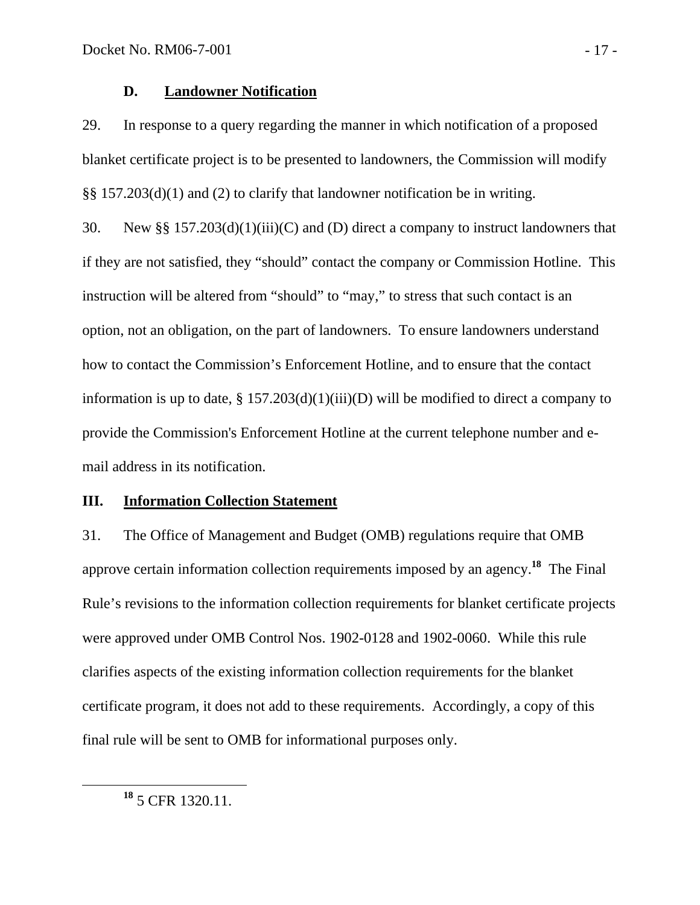### D. Landowner Notification

29. In response to a query regarding the manner in which notification of a proposed blanket certificate project is to be presented to landowners, the Commission will modify §§ 157.203(d)(1) and (2) to clarify that landowner notification be in writing.

30. New §§ 157.203(d)(1)(iii)(C) and (D) direct a company to instruct landowners that if they are not satisfied, they "should" contact the company or Commission Hotline. This instruction will be altered from "should" to "may," to stress that such contact is an option, not an obligation, on the part of landowners. To ensure landowners understand how to contact the Commission's Enforcement Hotline, and to ensure that the contact information is up to date, § 157.203(d)(1)(iii)(D) will be modified to direct a company to provide the Commission's Enforcement Hotline at the current telephone number and e-mail address in its notification.

## III. Information Collection Statement

31. The Office of Management and Budget (OMB) regulations require that OMB approve certain information collection requirements imposed by an agency.[18] The Final Rule's revisions to the information collection requirements for blanket certificate projects were approved under OMB Control Nos. 1902-0128 and 1902-0060. While this rule clarifies aspects of the existing information collection requirements for the blanket certificate program, it does not add to these requirements. Accordingly, a copy of this final rule will be sent to OMB for informational purposes only.

[18] 5 CFR 1320.11.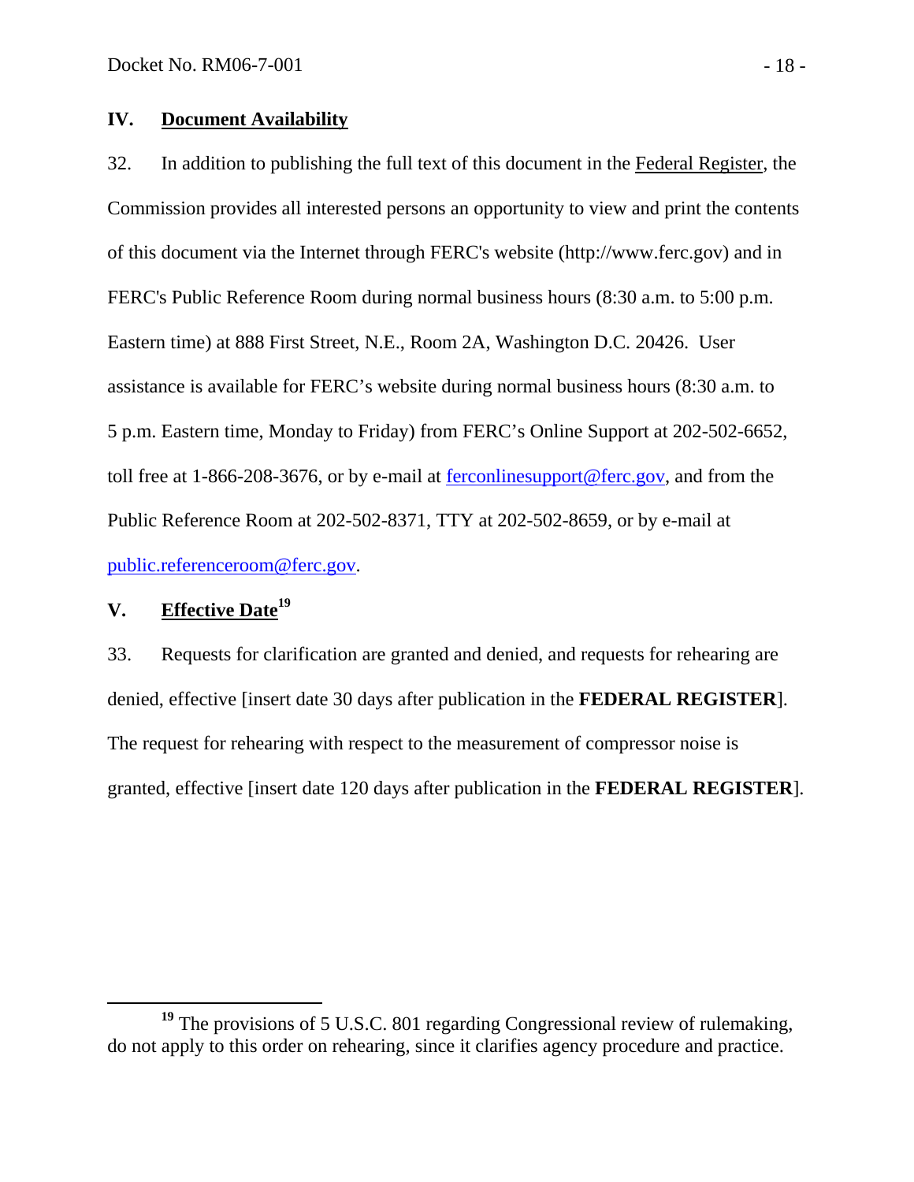## IV. Document Availability

32. In addition to publishing the full text of this document in the Federal Register, the Commission provides all interested persons an opportunity to view and print the contents of this document via the Internet through FERC's website (http://www.ferc.gov) and in FERC's Public Reference Room during normal business hours (8:30 a.m. to 5:00 p.m. Eastern time) at 888 First Street, N.E., Room 2A, Washington D.C. 20426. User assistance is available for FERC's website during normal business hours (8:30 a.m. to 5 p.m. Eastern time, Monday to Friday) from FERC's Online Support at 202-502-6652, toll free at 1-866-208-3676, or by e-mail at ferconlinesupport@ferc.gov, and from the Public Reference Room at 202-502-8371, TTY at 202-502-8659, or by e-mail at public.referenceroom@ferc.gov.

## V. Effective Date[19]

33. Requests for clarification are granted and denied, and requests for rehearing are denied, effective [insert date 30 days after publication in the **FEDERAL REGISTER**]. The request for rehearing with respect to the measurement of compressor noise is granted, effective [insert date 120 days after publication in the **FEDERAL REGISTER**].

---

[19] The provisions of 5 U.S.C. 801 regarding Congressional review of rulemaking, do not apply to this order on rehearing, since it clarifies agency procedure and practice.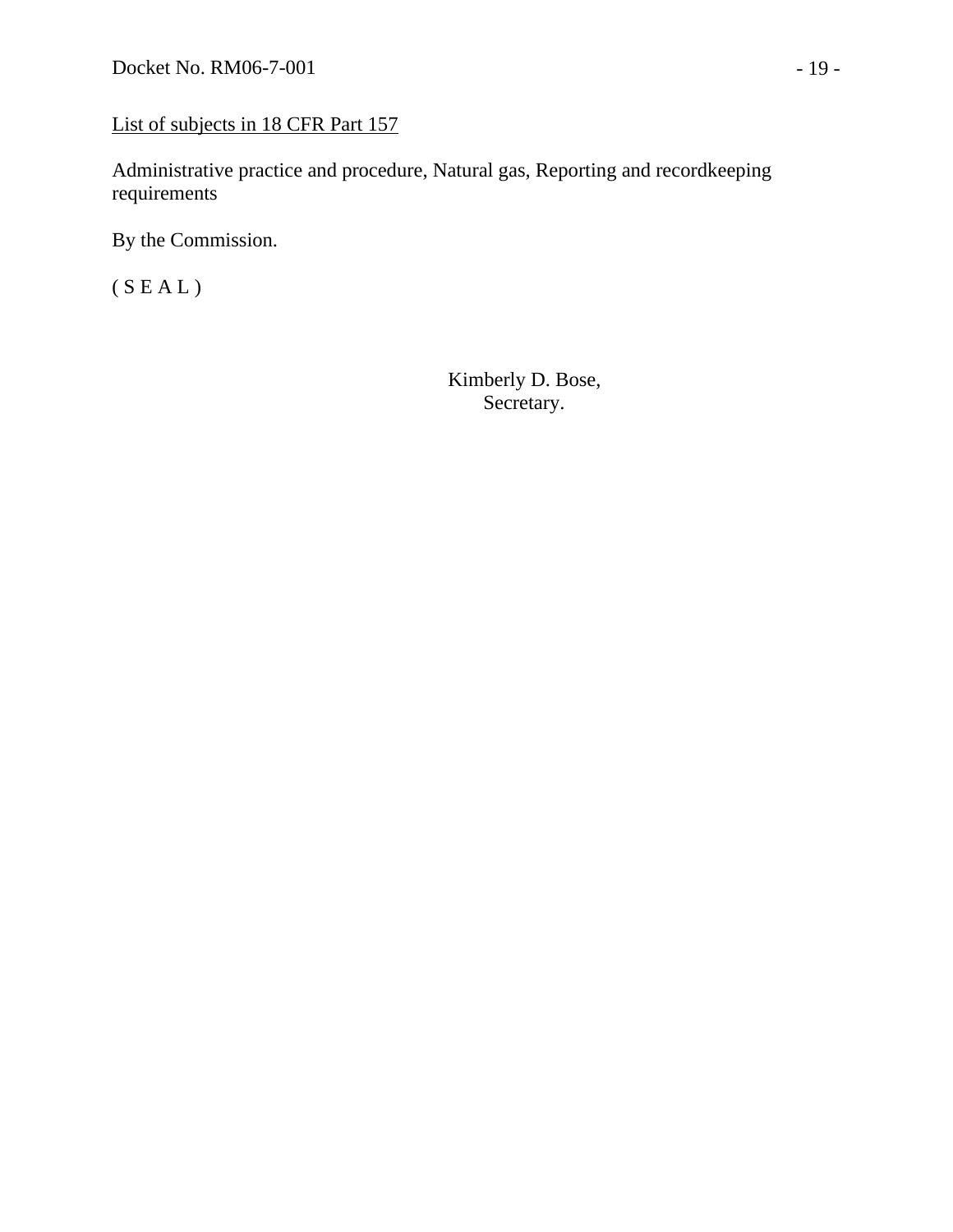List of subjects in 18 CFR Part 157

Administrative practice and procedure, Natural gas, Reporting and recordkeeping requirements

By the Commission.

( S E A L )

Kimberly D. Bose,
Secretary.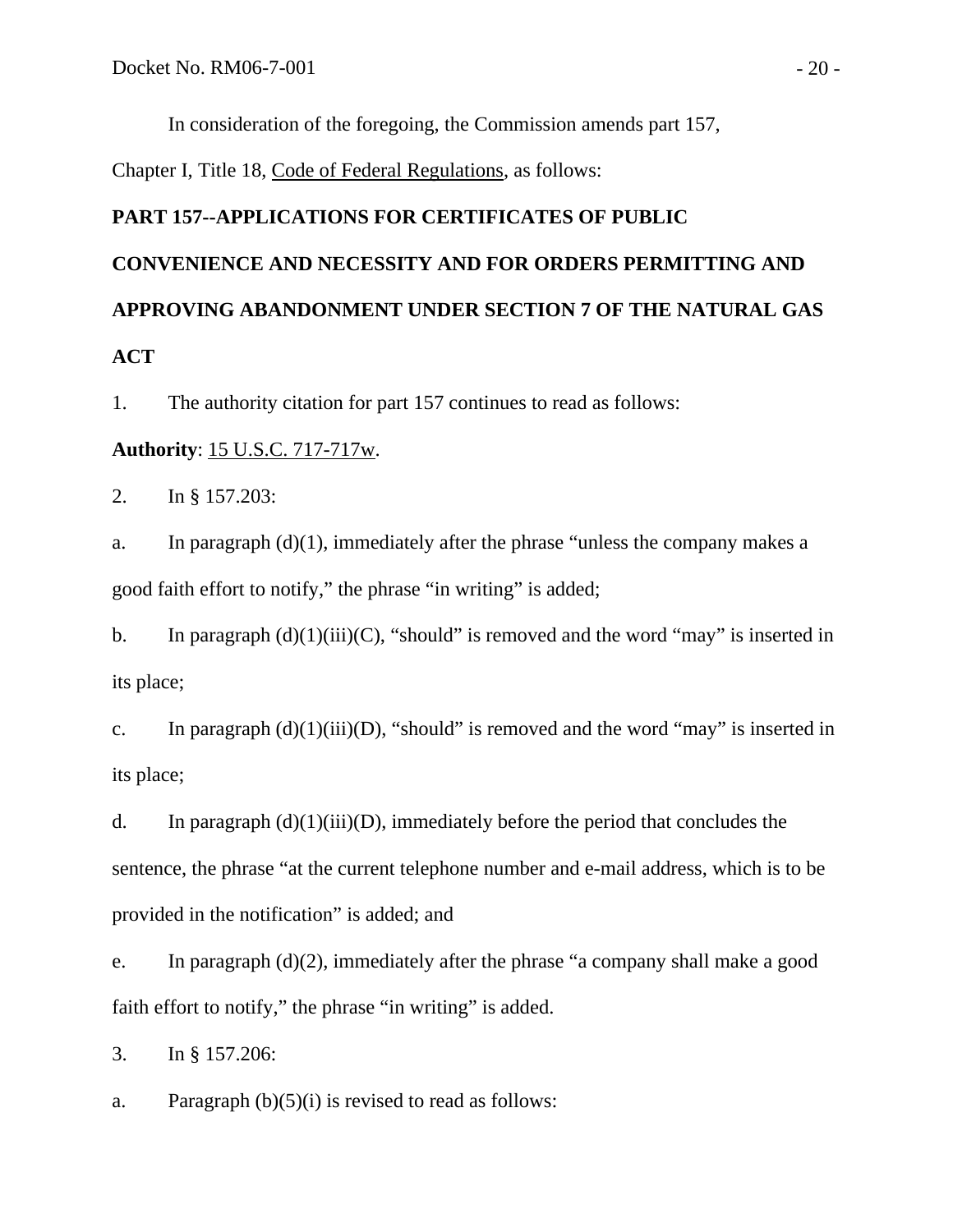In consideration of the foregoing, the Commission amends part 157, Chapter I, Title 18, Code of Federal Regulations, as follows:

**PART 157--APPLICATIONS FOR CERTIFICATES OF PUBLIC CONVENIENCE AND NECESSITY AND FOR ORDERS PERMITTING AND APPROVING ABANDONMENT UNDER SECTION 7 OF THE NATURAL GAS ACT**

1. The authority citation for part 157 continues to read as follows:

**Authority**: 15 U.S.C. 717-717w.

2. In § 157.203:

a. In paragraph (d)(1), immediately after the phrase "unless the company makes a good faith effort to notify," the phrase "in writing" is added;

b. In paragraph (d)(1)(iii)(C), "should" is removed and the word "may" is inserted in its place;

c. In paragraph (d)(1)(iii)(D), "should" is removed and the word "may" is inserted in its place;

d. In paragraph (d)(1)(iii)(D), immediately before the period that concludes the sentence, the phrase "at the current telephone number and e-mail address, which is to be provided in the notification" is added; and

e. In paragraph (d)(2), immediately after the phrase "a company shall make a good faith effort to notify," the phrase "in writing" is added.

3. In § 157.206:

a. Paragraph (b)(5)(i) is revised to read as follows: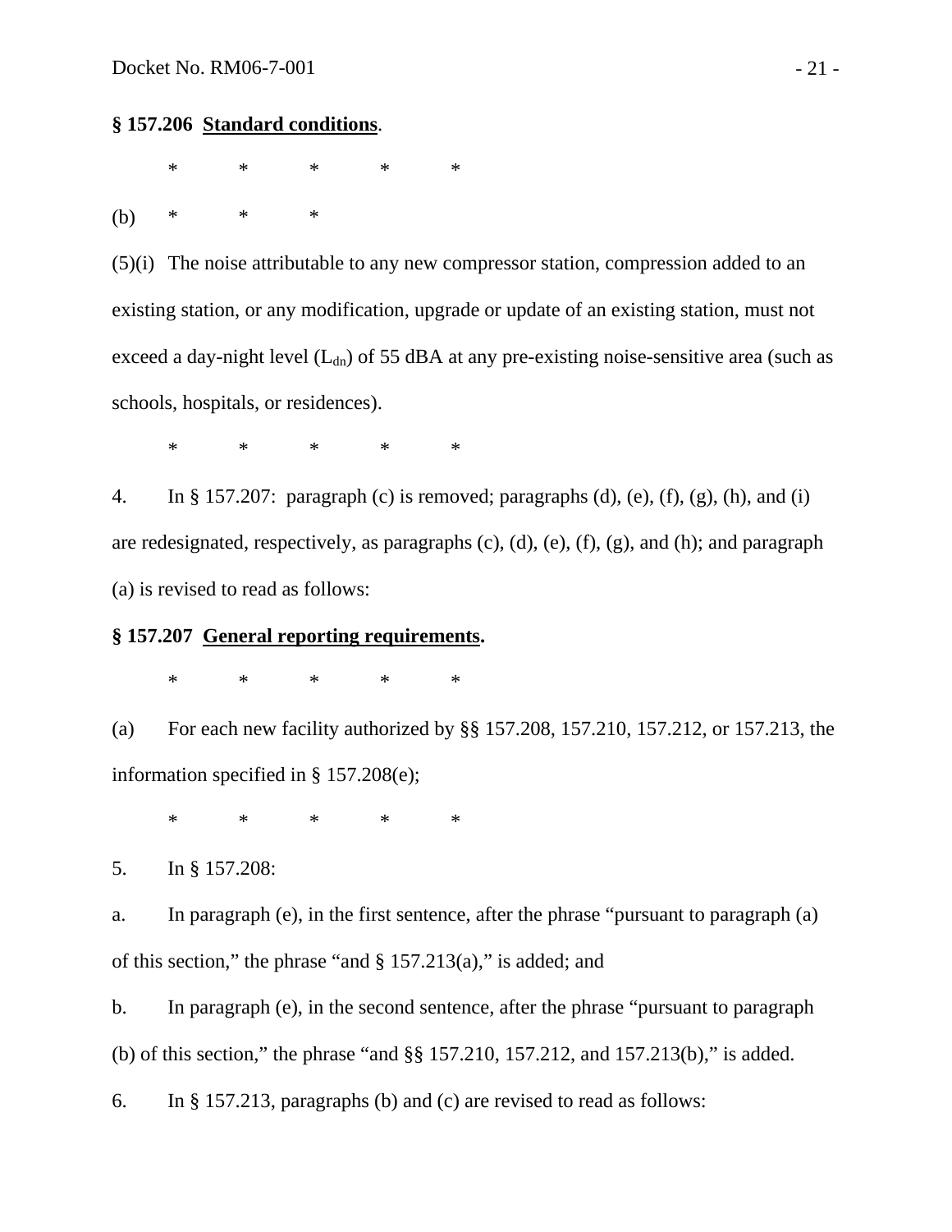**§ 157.206 Standard conditions**.

\*     \*     \*     \*     \*

(b)     \*     \*     \*

(5)(i) The noise attributable to any new compressor station, compression added to an existing station, or any modification, upgrade or update of an existing station, must not exceed a day-night level ($L_{dn}$) of 55 dBA at any pre-existing noise-sensitive area (such as schools, hospitals, or residences).

\*     \*     \*     \*     \*

4. In § 157.207: paragraph (c) is removed; paragraphs (d), (e), (f), (g), (h), and (i) are redesignated, respectively, as paragraphs (c), (d), (e), (f), (g), and (h); and paragraph (a) is revised to read as follows:

**§ 157.207 General reporting requirements.**

\*     \*     \*     \*     \*

(a) For each new facility authorized by §§ 157.208, 157.210, 157.212, or 157.213, the information specified in § 157.208(e);

\*     \*     \*     \*     \*

5. In § 157.208:

a. In paragraph (e), in the first sentence, after the phrase "pursuant to paragraph (a) of this section," the phrase "and § 157.213(a)," is added; and

b. In paragraph (e), in the second sentence, after the phrase "pursuant to paragraph (b) of this section," the phrase "and §§ 157.210, 157.212, and 157.213(b)," is added.

6. In § 157.213, paragraphs (b) and (c) are revised to read as follows: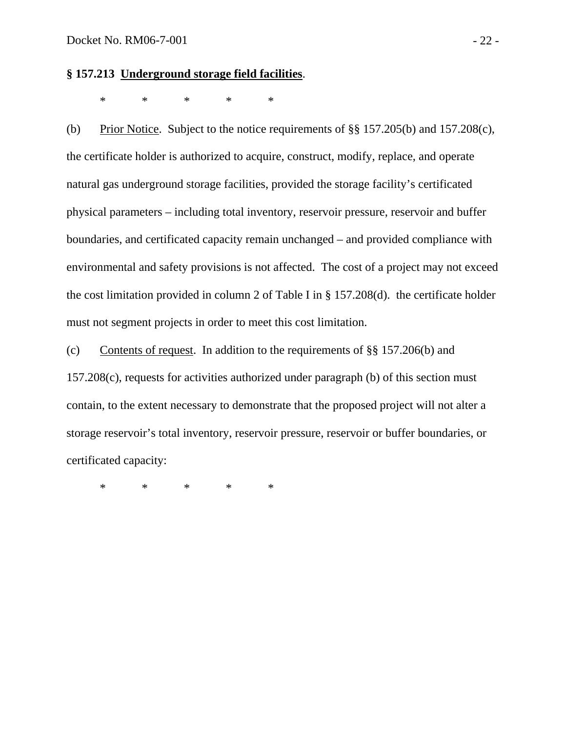**§ 157.213 Underground storage field facilities**.

\*           \*           \*           \*           \*

(b) Prior Notice. Subject to the notice requirements of §§ 157.205(b) and 157.208(c), the certificate holder is authorized to acquire, construct, modify, replace, and operate natural gas underground storage facilities, provided the storage facility's certificated physical parameters – including total inventory, reservoir pressure, reservoir and buffer boundaries, and certificated capacity remain unchanged – and provided compliance with environmental and safety provisions is not affected. The cost of a project may not exceed the cost limitation provided in column 2 of Table I in § 157.208(d). the certificate holder must not segment projects in order to meet this cost limitation.

(c) Contents of request. In addition to the requirements of §§ 157.206(b) and 157.208(c), requests for activities authorized under paragraph (b) of this section must contain, to the extent necessary to demonstrate that the proposed project will not alter a storage reservoir's total inventory, reservoir pressure, reservoir or buffer boundaries, or certificated capacity:

\*           \*           \*           \*           \*